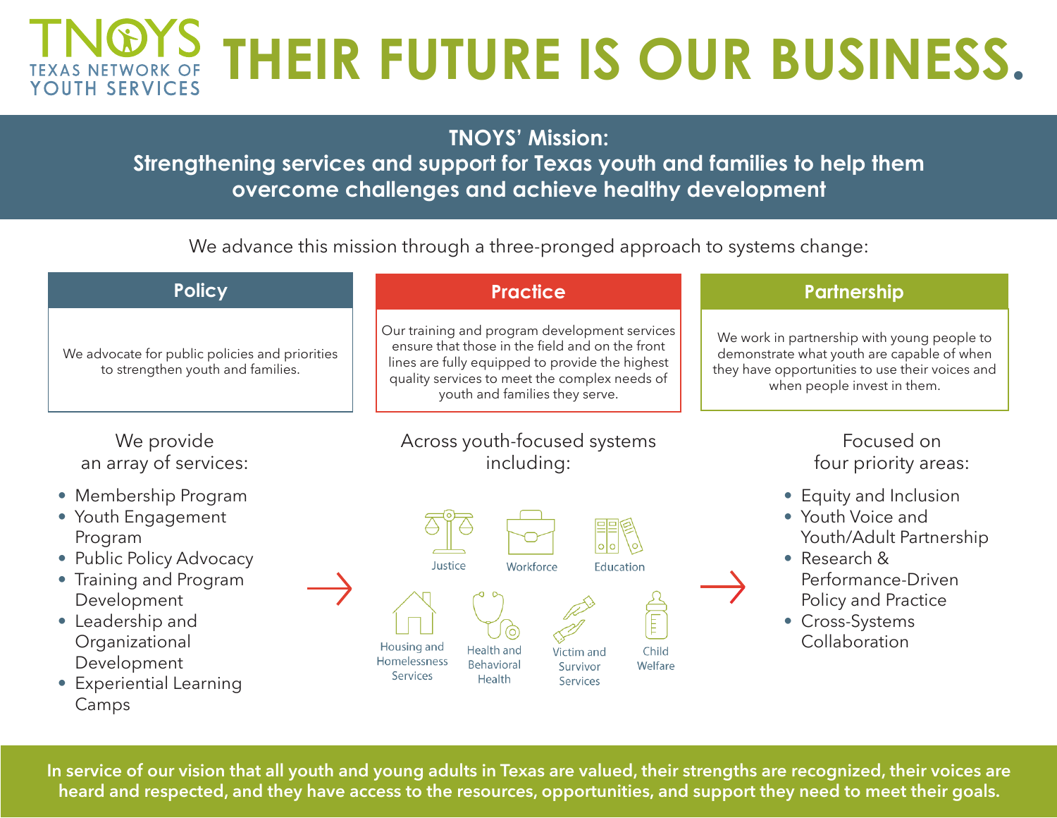# TNOYS TEXAS NETWORK OF YOUTH SERVICES

# THEIR FUTURE IS OUR BUSINESS.

## TNOYS' Mission:
**Strengthening services and support for Texas youth and families to help them overcome challenges and achieve healthy development**

We advance this mission through a three-pronged approach to systems change:

### Policy

We advocate for public policies and priorities to strengthen youth and families.

### Practice

Our training and program development services ensure that those in the field and on the front lines are fully equipped to provide the highest quality services to meet the complex needs of youth and families they serve.

### Partnership

We work in partnership with young people to demonstrate what youth are capable of when they have opportunities to use their voices and when people invest in them.

We provide an array of services:

- Membership Program
- Youth Engagement Program
- Public Policy Advocacy
- Training and Program Development
- Leadership and Organizational Development
- Experiential Learning Camps

→

Across youth-focused systems including:

- Justice
- Workforce
- Education
- Housing and Homelessness Services
- Health and Behavioral Health
- Victim and Survivor Services
- Child Welfare

→

Focused on four priority areas:

- Equity and Inclusion
- Youth Voice and Youth/Adult Partnership
- Research & Performance-Driven Policy and Practice
- Cross-Systems Collaboration

**In service of our vision that all youth and young adults in Texas are valued, their strengths are recognized, their voices are heard and respected, and they have access to the resources, opportunities, and support they need to meet their goals.**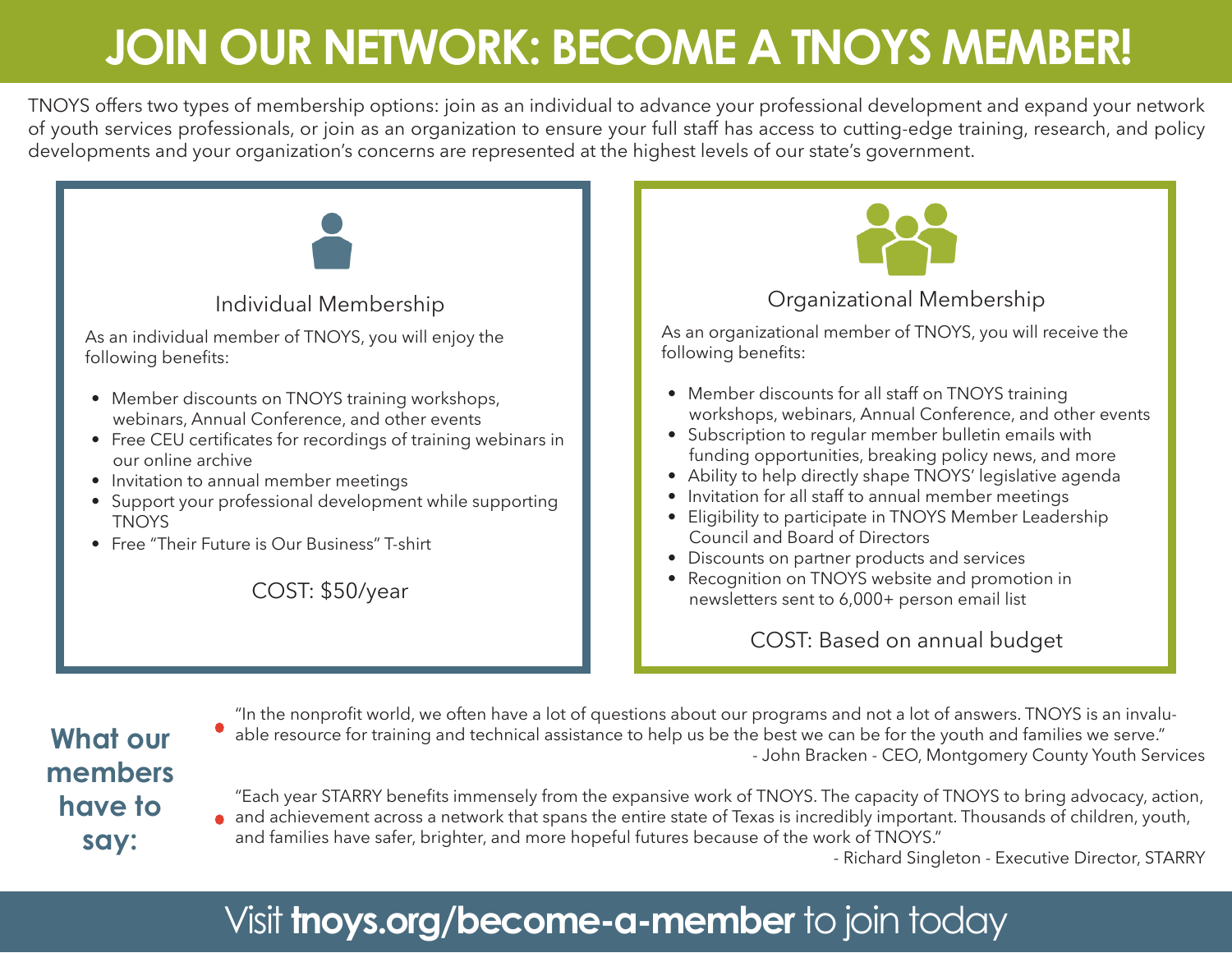# JOIN OUR NETWORK: BECOME A TNOYS MEMBER!

TNOYS offers two types of membership options: join as an individual to advance your professional development and expand your network of youth services professionals, or join as an organization to ensure your full staff has access to cutting-edge training, research, and policy developments and your organization's concerns are represented at the highest levels of our state's government.

## Individual Membership

As an individual member of TNOYS, you will enjoy the following benefits:

- Member discounts on TNOYS training workshops, webinars, Annual Conference, and other events
- Free CEU certificates for recordings of training webinars in our online archive
- Invitation to annual member meetings
- Support your professional development while supporting TNOYS
- Free "Their Future is Our Business" T-shirt

COST: $50/year

## Organizational Membership

As an organizational member of TNOYS, you will receive the following benefits:

- Member discounts for all staff on TNOYS training workshops, webinars, Annual Conference, and other events
- Subscription to regular member bulletin emails with funding opportunities, breaking policy news, and more
- Ability to help directly shape TNOYS' legislative agenda
- Invitation for all staff to annual member meetings
- Eligibility to participate in TNOYS Member Leadership Council and Board of Directors
- Discounts on partner products and services
- Recognition on TNOYS website and promotion in newsletters sent to 6,000+ person email list

COST: Based on annual budget

## What our members have to say:

- "In the nonprofit world, we often have a lot of questions about our programs and not a lot of answers. TNOYS is an invaluable resource for training and technical assistance to help us be the best we can be for the youth and families we serve."
  - John Bracken - CEO, Montgomery County Youth Services
- "Each year STARRY benefits immensely from the expansive work of TNOYS. The capacity of TNOYS to bring advocacy, action, and achievement across a network that spans the entire state of Texas is incredibly important. Thousands of children, youth, and families have safer, brighter, and more hopeful futures because of the work of TNOYS."
  - Richard Singleton - Executive Director, STARRY

Visit **tnoys.org/become-a-member** to join today